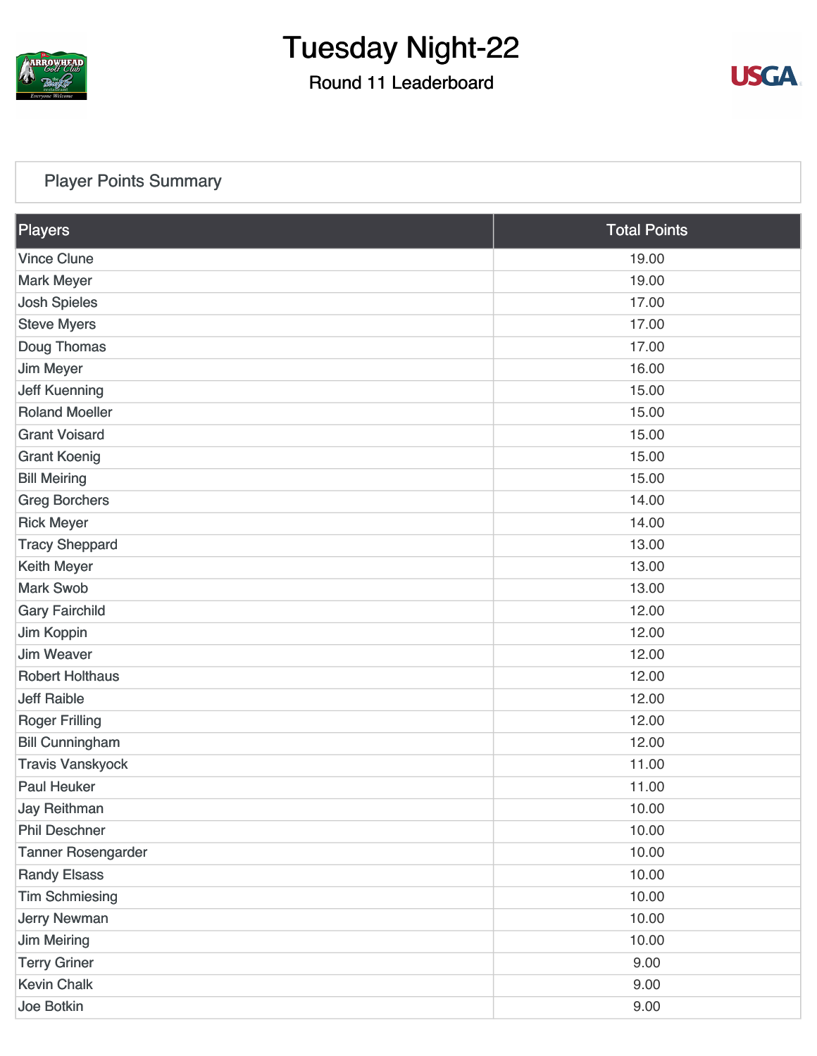# Tuesday Night-22

## Round 11 Leaderboard

### Player Points Summary

| Players | Total Points |
|---|---|
| Vince Clune | 19.00 |
| Mark Meyer | 19.00 |
| Josh Spieles | 17.00 |
| Steve Myers | 17.00 |
| Doug Thomas | 17.00 |
| Jim Meyer | 16.00 |
| Jeff Kuenning | 15.00 |
| Roland Moeller | 15.00 |
| Grant Voisard | 15.00 |
| Grant Koenig | 15.00 |
| Bill Meiring | 15.00 |
| Greg Borchers | 14.00 |
| Rick Meyer | 14.00 |
| Tracy Sheppard | 13.00 |
| Keith Meyer | 13.00 |
| Mark Swob | 13.00 |
| Gary Fairchild | 12.00 |
| Jim Koppin | 12.00 |
| Jim Weaver | 12.00 |
| Robert Holthaus | 12.00 |
| Jeff Raible | 12.00 |
| Roger Frilling | 12.00 |
| Bill Cunningham | 12.00 |
| Travis Vanskyock | 11.00 |
| Paul Heuker | 11.00 |
| Jay Reithman | 10.00 |
| Phil Deschner | 10.00 |
| Tanner Rosengarder | 10.00 |
| Randy Elsass | 10.00 |
| Tim Schmiesing | 10.00 |
| Jerry Newman | 10.00 |
| Jim Meiring | 10.00 |
| Terry Griner | 9.00 |
| Kevin Chalk | 9.00 |
| Joe Botkin | 9.00 |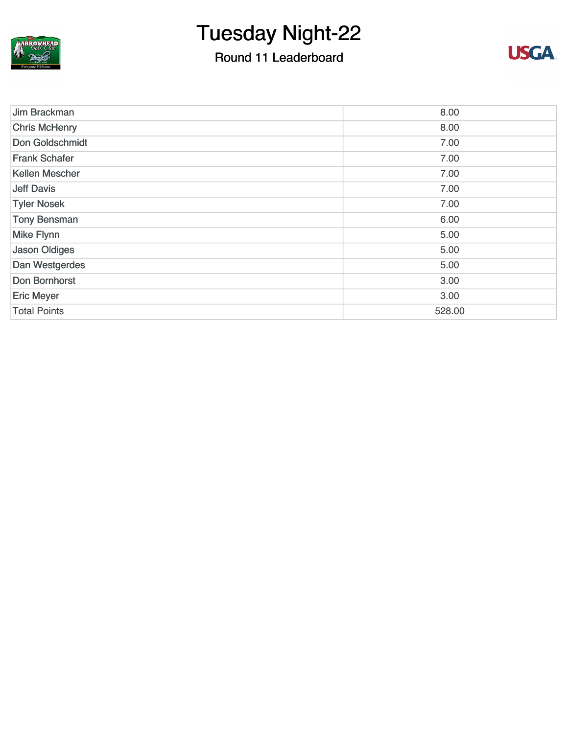# Tuesday Night-22

## Round 11 Leaderboard

| | |
|---|---|
| Jim Brackman | 8.00 |
| Chris McHenry | 8.00 |
| Don Goldschmidt | 7.00 |
| Frank Schafer | 7.00 |
| Kellen Mescher | 7.00 |
| Jeff Davis | 7.00 |
| Tyler Nosek | 7.00 |
| Tony Bensman | 6.00 |
| Mike Flynn | 5.00 |
| Jason Oldiges | 5.00 |
| Dan Westgerdes | 5.00 |
| Don Bornhorst | 3.00 |
| Eric Meyer | 3.00 |
| Total Points | 528.00 |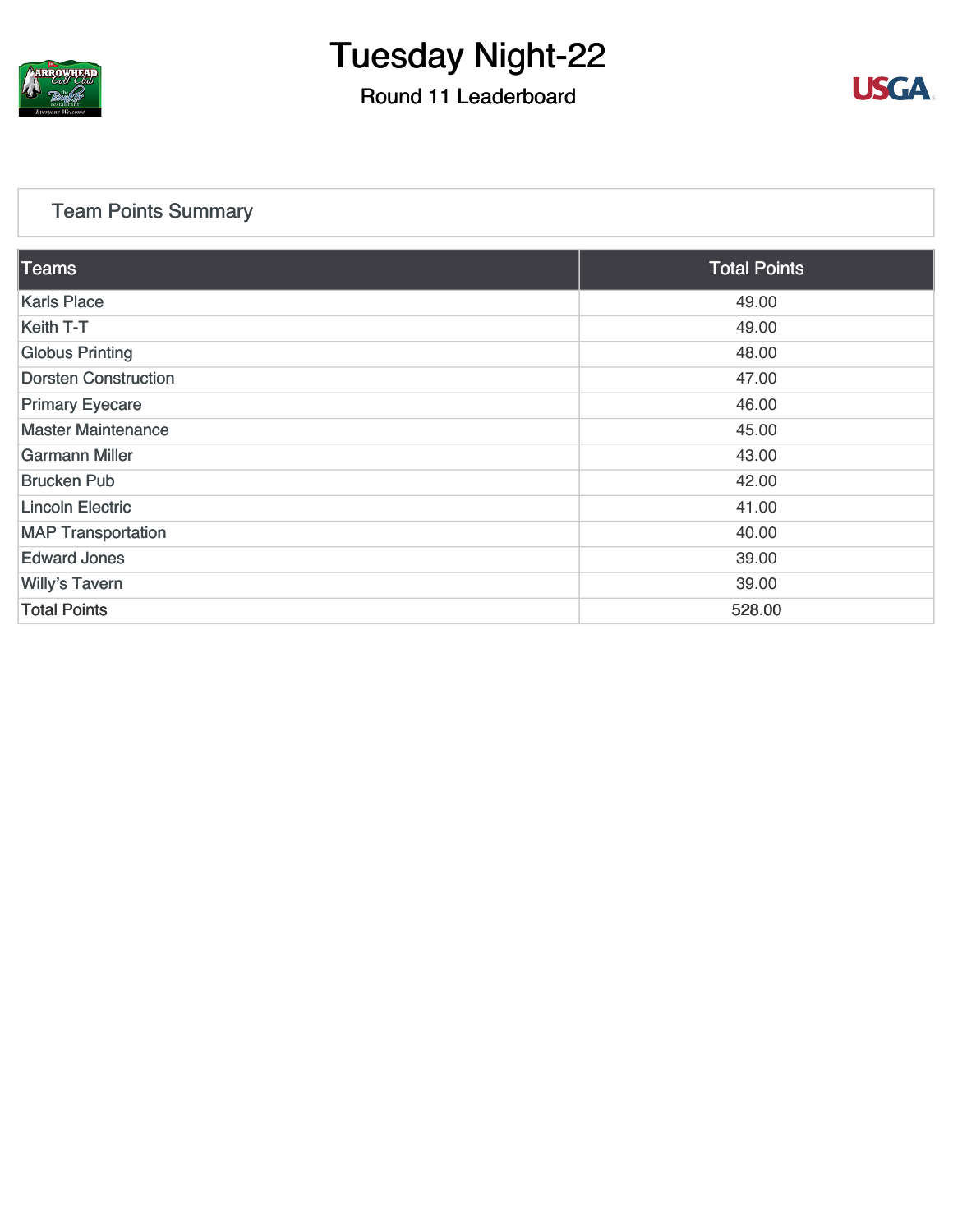# Tuesday Night-22

## Round 11 Leaderboard

### Team Points Summary

| Teams | Total Points |
|---|---|
| Karls Place | 49.00 |
| Keith T-T | 49.00 |
| Globus Printing | 48.00 |
| Dorsten Construction | 47.00 |
| Primary Eyecare | 46.00 |
| Master Maintenance | 45.00 |
| Garmann Miller | 43.00 |
| Brucken Pub | 42.00 |
| Lincoln Electric | 41.00 |
| MAP Transportation | 40.00 |
| Edward Jones | 39.00 |
| Willy's Tavern | 39.00 |
| Total Points | 528.00 |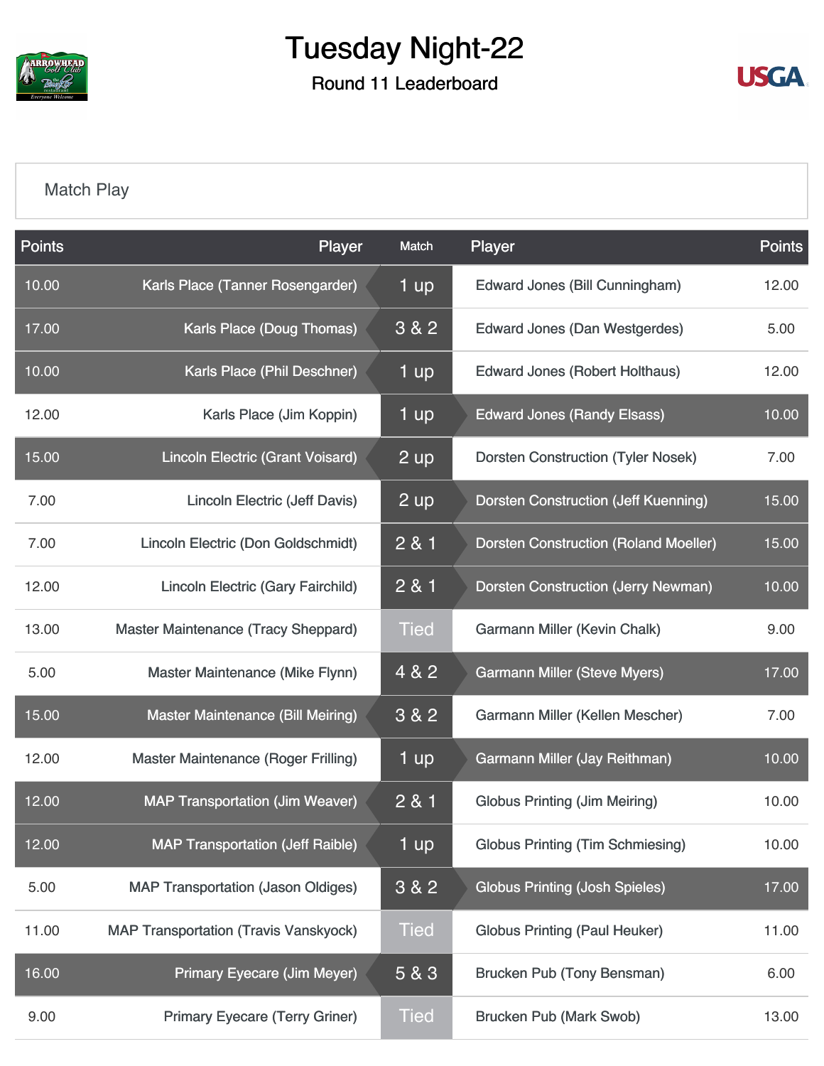# Tuesday Night-22

## Round 11 Leaderboard

### Match Play

| Points | Player | Match | Player | Points |
|---|---|---|---|---|
| 10.00 | Karls Place (Tanner Rosengarder) | 1 up | Edward Jones (Bill Cunningham) | 12.00 |
| 17.00 | Karls Place (Doug Thomas) | 3 & 2 | Edward Jones (Dan Westgerdes) | 5.00 |
| 10.00 | Karls Place (Phil Deschner) | 1 up | Edward Jones (Robert Holthaus) | 12.00 |
| 12.00 | Karls Place (Jim Koppin) | 1 up | Edward Jones (Randy Elsass) | 10.00 |
| 15.00 | Lincoln Electric (Grant Voisard) | 2 up | Dorsten Construction (Tyler Nosek) | 7.00 |
| 7.00 | Lincoln Electric (Jeff Davis) | 2 up | Dorsten Construction (Jeff Kuenning) | 15.00 |
| 7.00 | Lincoln Electric (Don Goldschmidt) | 2 & 1 | Dorsten Construction (Roland Moeller) | 15.00 |
| 12.00 | Lincoln Electric (Gary Fairchild) | 2 & 1 | Dorsten Construction (Jerry Newman) | 10.00 |
| 13.00 | Master Maintenance (Tracy Sheppard) | Tied | Garmann Miller (Kevin Chalk) | 9.00 |
| 5.00 | Master Maintenance (Mike Flynn) | 4 & 2 | Garmann Miller (Steve Myers) | 17.00 |
| 15.00 | Master Maintenance (Bill Meiring) | 3 & 2 | Garmann Miller (Kellen Mescher) | 7.00 |
| 12.00 | Master Maintenance (Roger Frilling) | 1 up | Garmann Miller (Jay Reithman) | 10.00 |
| 12.00 | MAP Transportation (Jim Weaver) | 2 & 1 | Globus Printing (Jim Meiring) | 10.00 |
| 12.00 | MAP Transportation (Jeff Raible) | 1 up | Globus Printing (Tim Schmiesing) | 10.00 |
| 5.00 | MAP Transportation (Jason Oldiges) | 3 & 2 | Globus Printing (Josh Spieles) | 17.00 |
| 11.00 | MAP Transportation (Travis Vanskyock) | Tied | Globus Printing (Paul Heuker) | 11.00 |
| 16.00 | Primary Eyecare (Jim Meyer) | 5 & 3 | Brucken Pub (Tony Bensman) | 6.00 |
| 9.00 | Primary Eyecare (Terry Griner) | Tied | Brucken Pub (Mark Swob) | 13.00 |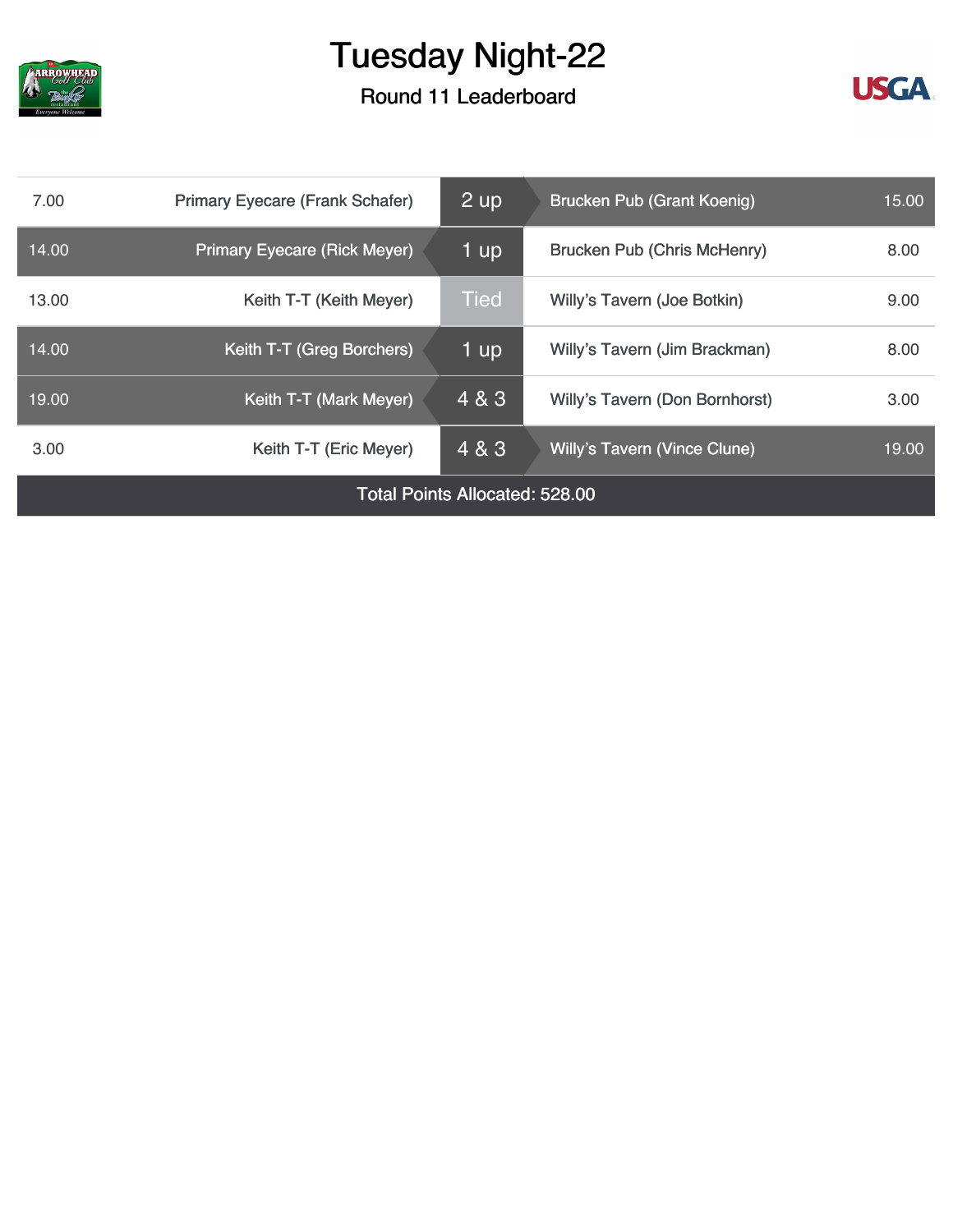# Tuesday Night-22

## Round 11 Leaderboard

| Points | Player | Result | Player | Points |
|---|---|---|---|---|
| 7.00 | Primary Eyecare (Frank Schafer) | 2 up | Brucken Pub (Grant Koenig) | 15.00 |
| 14.00 | Primary Eyecare (Rick Meyer) | 1 up | Brucken Pub (Chris McHenry) | 8.00 |
| 13.00 | Keith T-T (Keith Meyer) | Tied | Willy's Tavern (Joe Botkin) | 9.00 |
| 14.00 | Keith T-T (Greg Borchers) | 1 up | Willy's Tavern (Jim Brackman) | 8.00 |
| 19.00 | Keith T-T (Mark Meyer) | 4 & 3 | Willy's Tavern (Don Bornhorst) | 3.00 |
| 3.00 | Keith T-T (Eric Meyer) | 4 & 3 | Willy's Tavern (Vince Clune) | 19.00 |

Total Points Allocated: 528.00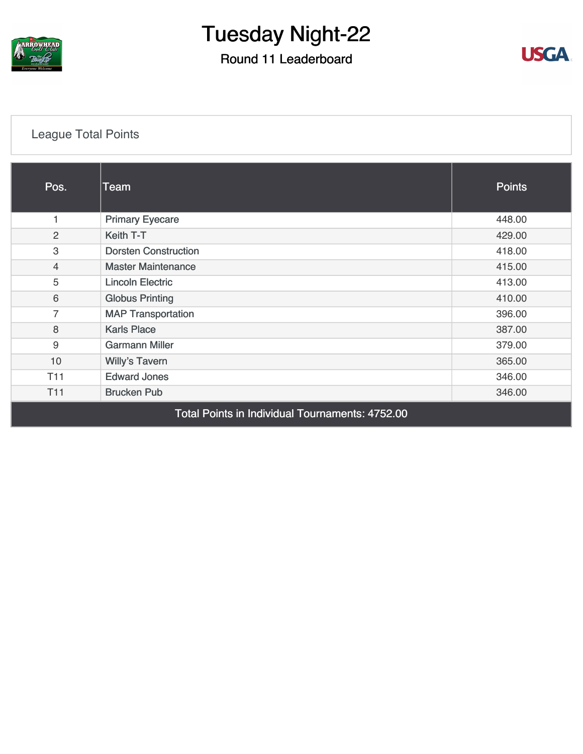# Tuesday Night-22

## Round 11 Leaderboard

League Total Points

| Pos. | Team | Points |
|---|---|---|
| 1 | Primary Eyecare | 448.00 |
| 2 | Keith T-T | 429.00 |
| 3 | Dorsten Construction | 418.00 |
| 4 | Master Maintenance | 415.00 |
| 5 | Lincoln Electric | 413.00 |
| 6 | Globus Printing | 410.00 |
| 7 | MAP Transportation | 396.00 |
| 8 | Karls Place | 387.00 |
| 9 | Garmann Miller | 379.00 |
| 10 | Willy's Tavern | 365.00 |
| T11 | Edward Jones | 346.00 |
| T11 | Brucken Pub | 346.00 |
| Total Points in Individual Tournaments: 4752.00 | | |